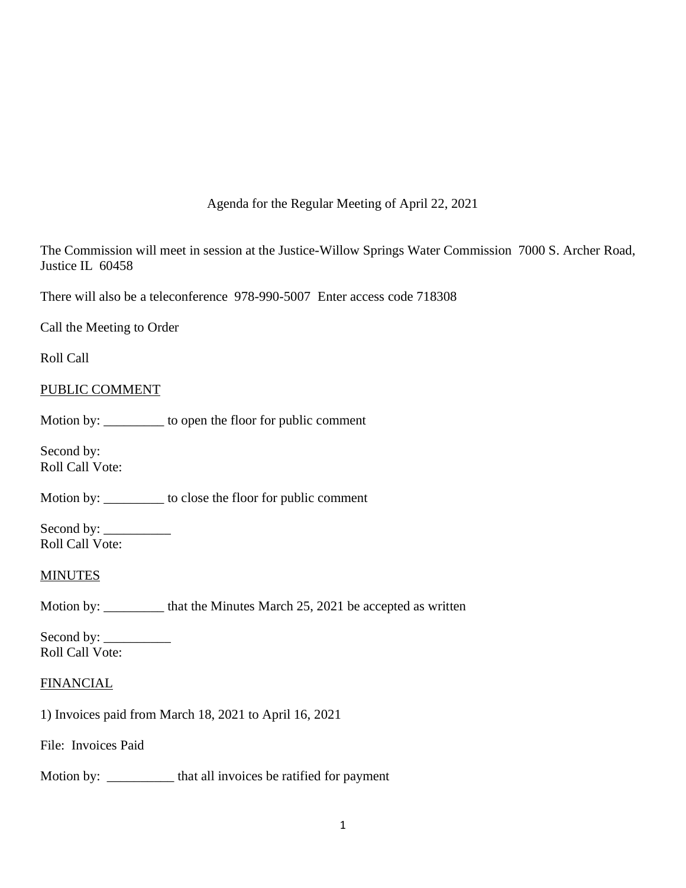Agenda for the Regular Meeting of April 22, 2021

The Commission will meet in session at the Justice-Willow Springs Water Commission 7000 S. Archer Road, Justice IL 60458

There will also be a teleconference 978-990-5007 Enter access code 718308

Call the Meeting to Order

Roll Call

PUBLIC COMMENT

Motion by: _________ to open the floor for public comment

Second by:
Roll Call Vote:

Motion by: _________ to close the floor for public comment

Second by: __________
Roll Call Vote:

MINUTES

Motion by: _________ that the Minutes March 25, 2021 be accepted as written

Second by: __________
Roll Call Vote:

FINANCIAL

1) Invoices paid from March 18, 2021 to April 16, 2021

File: Invoices Paid

Motion by: __________ that all invoices be ratified for payment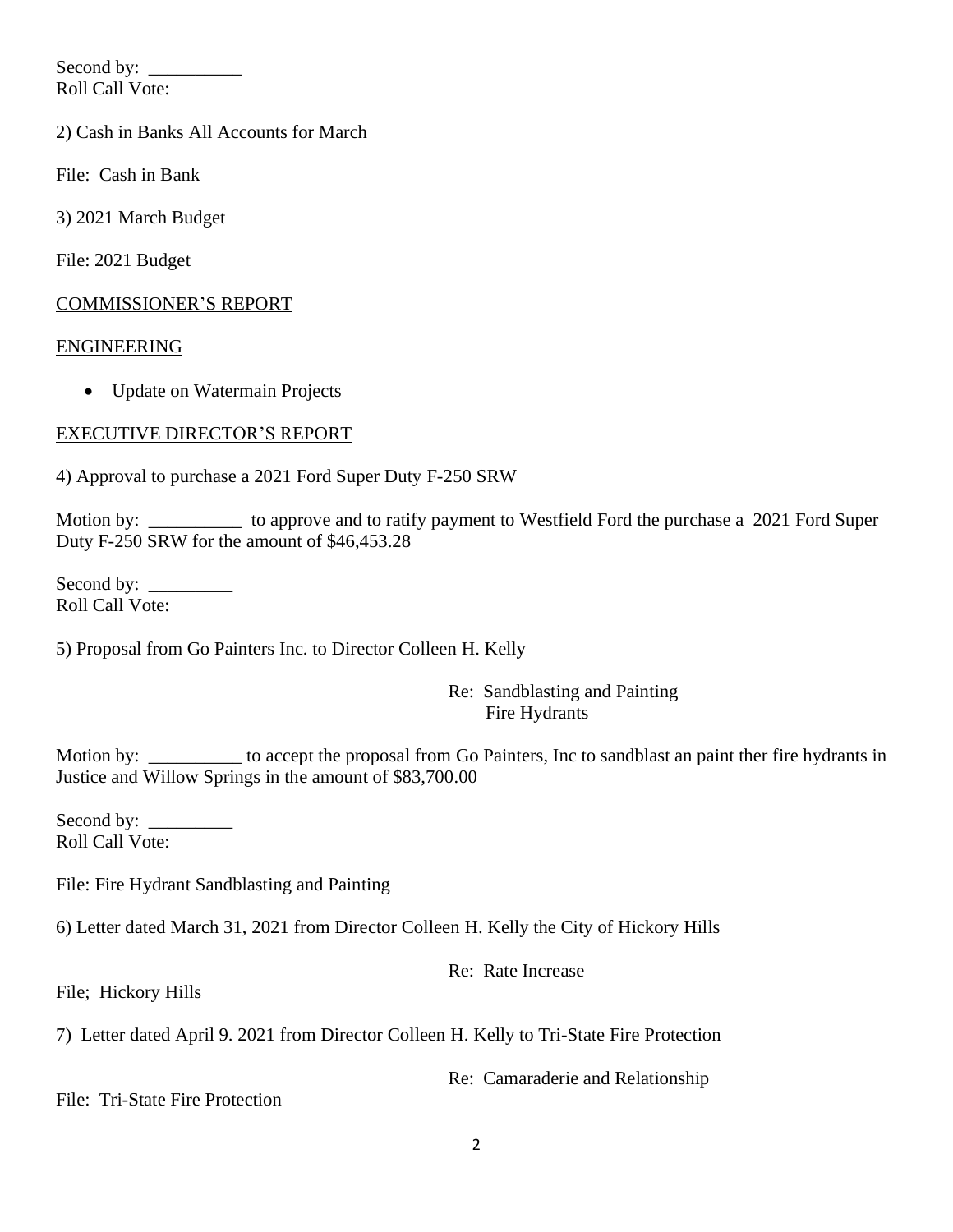Second by: __________
Roll Call Vote:

2) Cash in Banks All Accounts for March

File: Cash in Bank

3) 2021 March Budget

File: 2021 Budget

COMMISSIONER'S REPORT

ENGINEERING

- Update on Watermain Projects

EXECUTIVE DIRECTOR'S REPORT

4) Approval to purchase a 2021 Ford Super Duty F-250 SRW

Motion by: __________ to approve and to ratify payment to Westfield Ford the purchase a 2021 Ford Super Duty F-250 SRW for the amount of $46,453.28

Second by: _________
Roll Call Vote:

5) Proposal from Go Painters Inc. to Director Colleen H. Kelly

Re: Sandblasting and Painting
Fire Hydrants

Motion by: __________ to accept the proposal from Go Painters, Inc to sandblast an paint ther fire hydrants in Justice and Willow Springs in the amount of $83,700.00

Second by: _________
Roll Call Vote:

File: Fire Hydrant Sandblasting and Painting

6) Letter dated March 31, 2021 from Director Colleen H. Kelly the City of Hickory Hills

Re: Rate Increase

File; Hickory Hills

7) Letter dated April 9. 2021 from Director Colleen H. Kelly to Tri-State Fire Protection

Re: Camaraderie and Relationship

File: Tri-State Fire Protection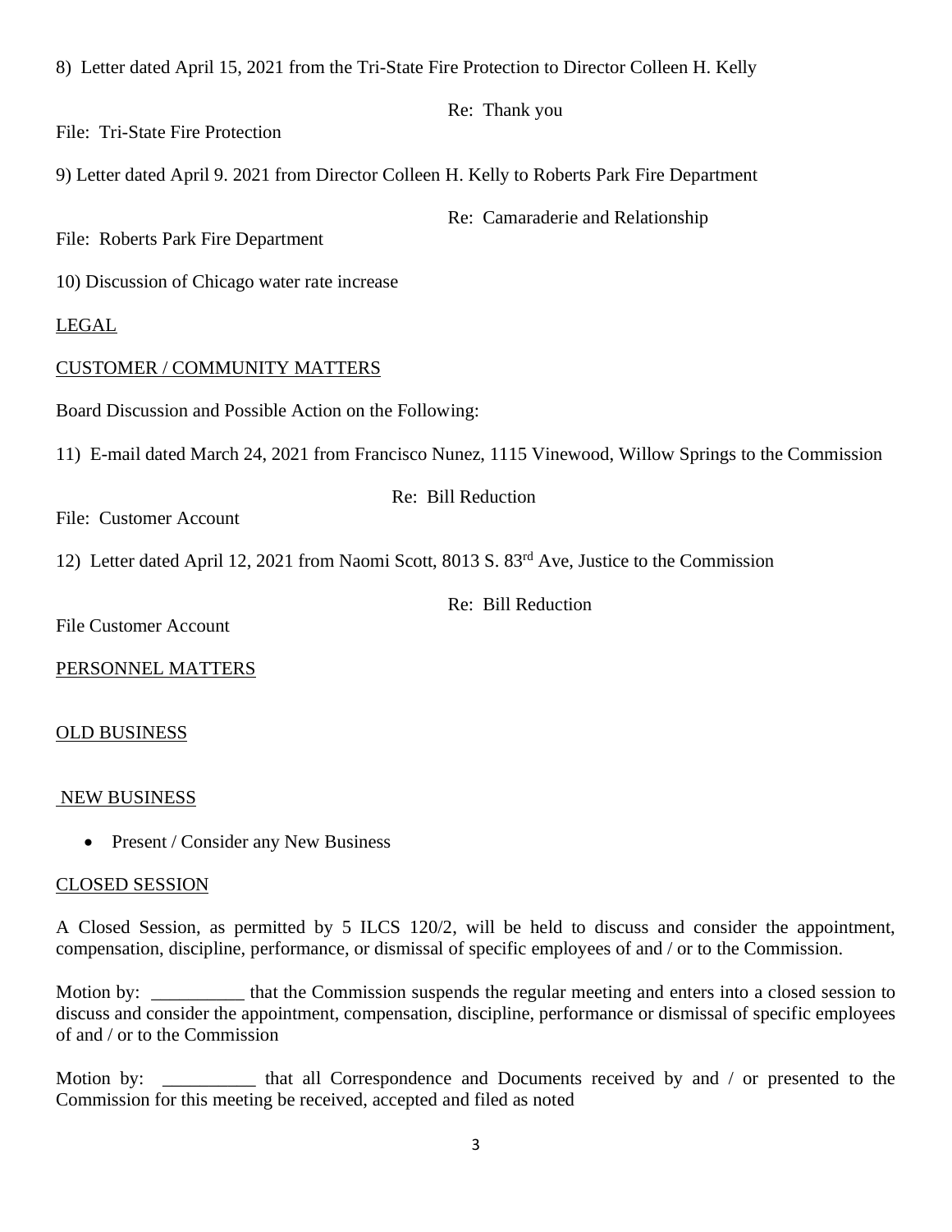8) Letter dated April 15, 2021 from the Tri-State Fire Protection to Director Colleen H. Kelly

Re: Thank you

File: Tri-State Fire Protection

9) Letter dated April 9. 2021 from Director Colleen H. Kelly to Roberts Park Fire Department

Re: Camaraderie and Relationship

File: Roberts Park Fire Department

10) Discussion of Chicago water rate increase

<u>LEGAL</u>

<u>CUSTOMER / COMMUNITY MATTERS</u>

Board Discussion and Possible Action on the Following:

11) E-mail dated March 24, 2021 from Francisco Nunez, 1115 Vinewood, Willow Springs to the Commission

Re: Bill Reduction

File: Customer Account

12) Letter dated April 12, 2021 from Naomi Scott, 8013 S. 83rd Ave, Justice to the Commission

Re: Bill Reduction

File Customer Account

<u>PERSONNEL MATTERS</u>

<u>OLD BUSINESS</u>

<u>NEW BUSINESS</u>

- Present / Consider any New Business

<u>CLOSED SESSION</u>

A Closed Session, as permitted by 5 ILCS 120/2, will be held to discuss and consider the appointment, compensation, discipline, performance, or dismissal of specific employees of and / or to the Commission.

Motion by: __________ that the Commission suspends the regular meeting and enters into a closed session to discuss and consider the appointment, compensation, discipline, performance or dismissal of specific employees of and / or to the Commission

Motion by: __________ that all Correspondence and Documents received by and / or presented to the Commission for this meeting be received, accepted and filed as noted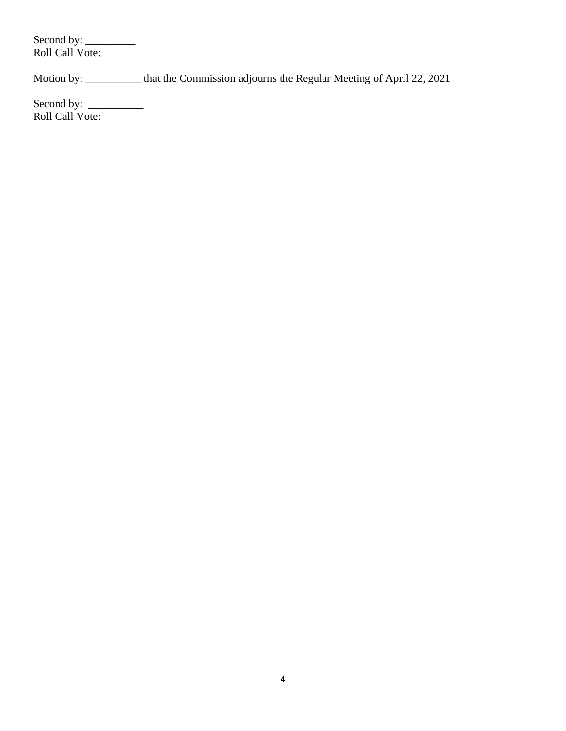Second by: _________
Roll Call Vote:

Motion by: __________ that the Commission adjourns the Regular Meeting of April 22, 2021

Second by: __________
Roll Call Vote: